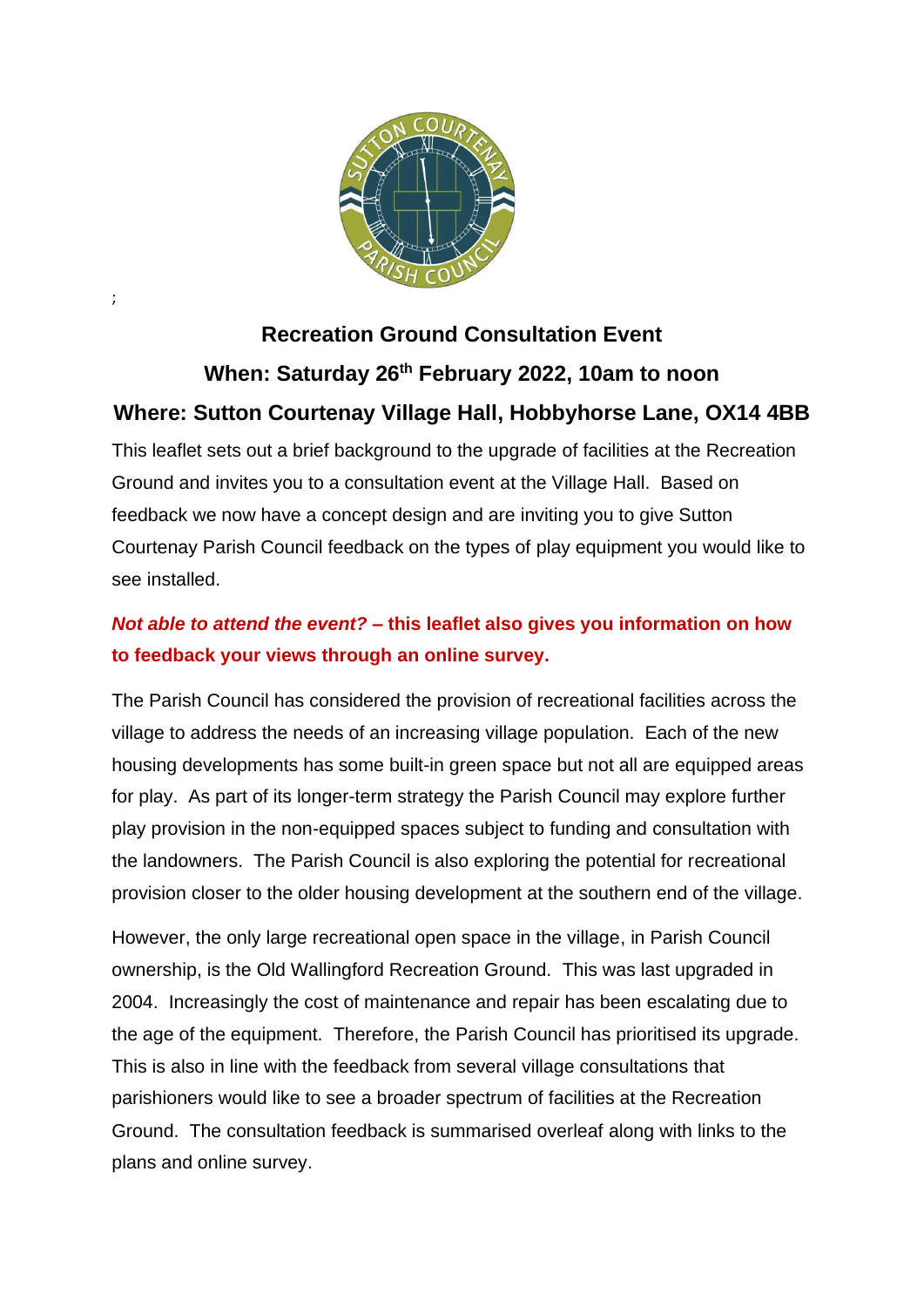;

## Recreation Ground Consultation Event

**When: Saturday 26th February 2022, 10am to noon**

**Where: Sutton Courtenay Village Hall, Hobbyhorse Lane, OX14 4BB**

This leaflet sets out a brief background to the upgrade of facilities at the Recreation Ground and invites you to a consultation event at the Village Hall. Based on feedback we now have a concept design and are inviting you to give Sutton Courtenay Parish Council feedback on the types of play equipment you would like to see installed.

***Not able to attend the event?* – this leaflet also gives you information on how to feedback your views through an online survey.**

The Parish Council has considered the provision of recreational facilities across the village to address the needs of an increasing village population. Each of the new housing developments has some built-in green space but not all are equipped areas for play. As part of its longer-term strategy the Parish Council may explore further play provision in the non-equipped spaces subject to funding and consultation with the landowners. The Parish Council is also exploring the potential for recreational provision closer to the older housing development at the southern end of the village.

However, the only large recreational open space in the village, in Parish Council ownership, is the Old Wallingford Recreation Ground. This was last upgraded in 2004. Increasingly the cost of maintenance and repair has been escalating due to the age of the equipment. Therefore, the Parish Council has prioritised its upgrade. This is also in line with the feedback from several village consultations that parishioners would like to see a broader spectrum of facilities at the Recreation Ground. The consultation feedback is summarised overleaf along with links to the plans and online survey.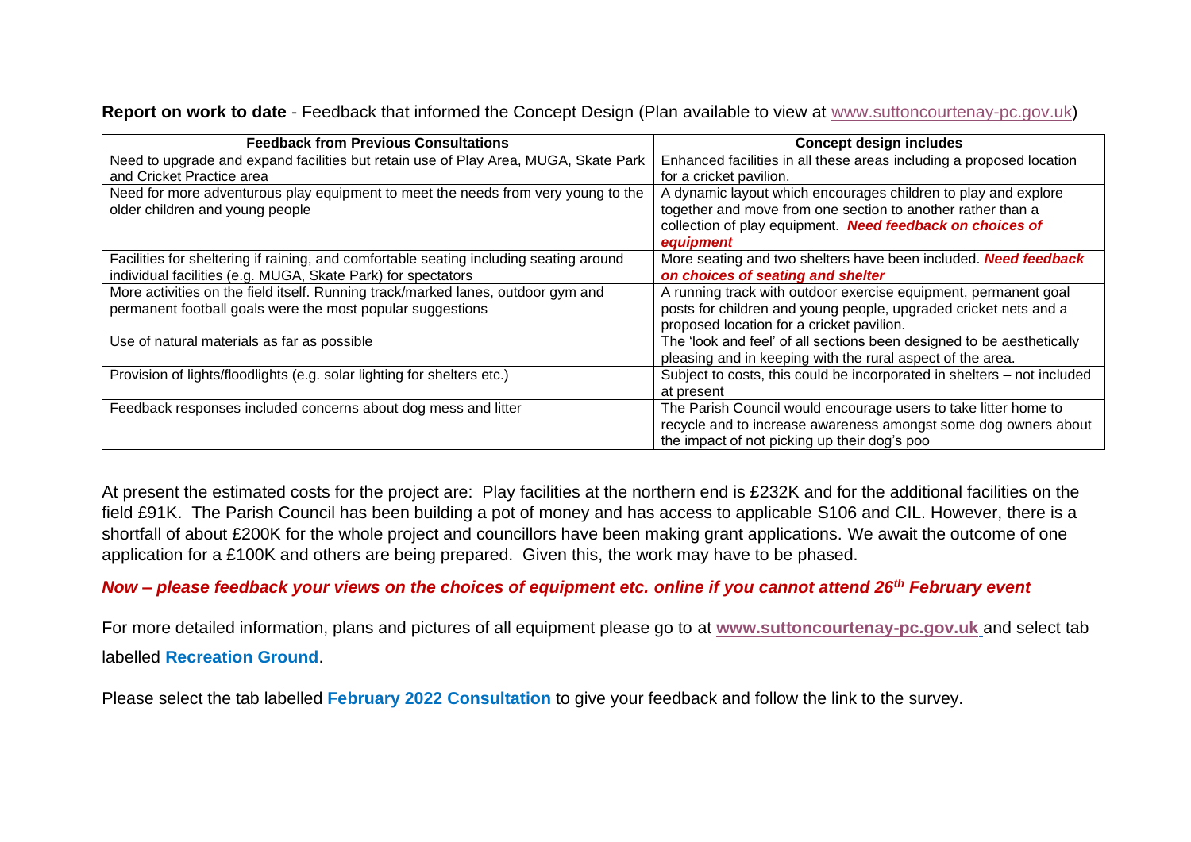**Report on work to date** - Feedback that informed the Concept Design (Plan available to view at www.suttoncourtenay-pc.gov.uk)

| Feedback from Previous Consultations | Concept design includes |
|---|---|
| Need to upgrade and expand facilities but retain use of Play Area, MUGA, Skate Park and Cricket Practice area | Enhanced facilities in all these areas including a proposed location for a cricket pavilion. |
| Need for more adventurous play equipment to meet the needs from very young to the older children and young people | A dynamic layout which encourages children to play and explore together and move from one section to another rather than a collection of play equipment. ***Need feedback on choices of equipment*** |
| Facilities for sheltering if raining, and comfortable seating including seating around individual facilities (e.g. MUGA, Skate Park) for spectators | More seating and two shelters have been included. ***Need feedback on choices of seating and shelter*** |
| More activities on the field itself. Running track/marked lanes, outdoor gym and permanent football goals were the most popular suggestions | A running track with outdoor exercise equipment, permanent goal posts for children and young people, upgraded cricket nets and a proposed location for a cricket pavilion. |
| Use of natural materials as far as possible | The 'look and feel' of all sections been designed to be aesthetically pleasing and in keeping with the rural aspect of the area. |
| Provision of lights/floodlights (e.g. solar lighting for shelters etc.) | Subject to costs, this could be incorporated in shelters – not included at present |
| Feedback responses included concerns about dog mess and litter | The Parish Council would encourage users to take litter home to recycle and to increase awareness amongst some dog owners about the impact of not picking up their dog's poo |

At present the estimated costs for the project are: Play facilities at the northern end is £232K and for the additional facilities on the field £91K. The Parish Council has been building a pot of money and has access to applicable S106 and CIL. However, there is a shortfall of about £200K for the whole project and councillors have been making grant applications. We await the outcome of one application for a £100K and others are being prepared. Given this, the work may have to be phased.

***Now – please feedback your views on the choices of equipment etc. online if you cannot attend 26th February event***

For more detailed information, plans and pictures of all equipment please go to at **www.suttoncourtenay-pc.gov.uk** and select tab labelled **Recreation Ground**.

Please select the tab labelled **February 2022 Consultation** to give your feedback and follow the link to the survey.